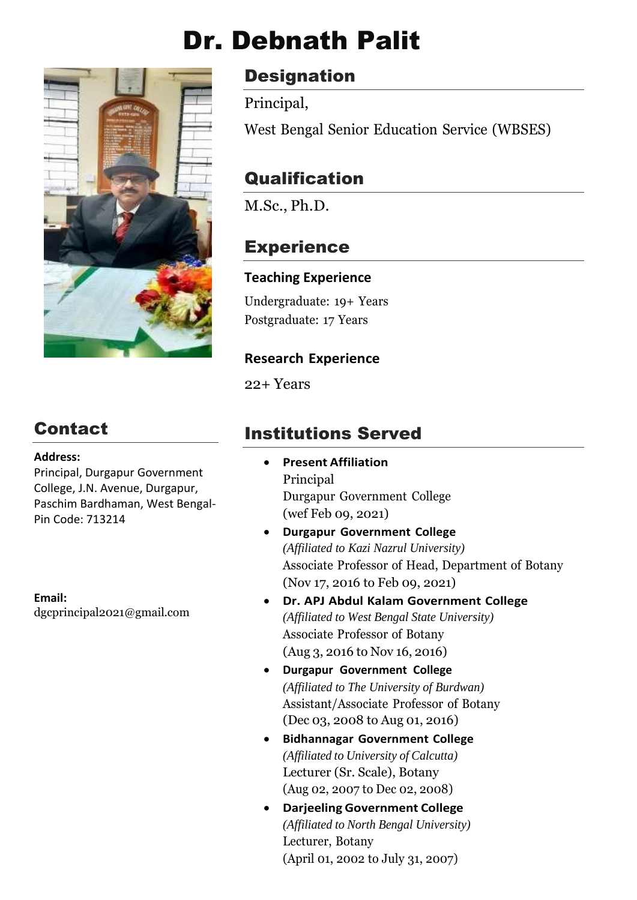# Dr. Debnath Palit

## Designation

Principal,

West Bengal Senior Education Service (WBSES)

## Qualification

M.Sc., Ph.D.

## Experience

### Teaching Experience

Undergraduate: 19+ Years
Postgraduate: 17 Years

### Research Experience

22+ Years

## Contact

**Address:**
Principal, Durgapur Government College, J.N. Avenue, Durgapur, Paschim Bardhaman, West Bengal-Pin Code: 713214

**Email:**
dgcprincipal2021@gmail.com

## Institutions Served

- **Present Affiliation**
  Principal
  Durgapur Government College
  (wef Feb 09, 2021)
- **Durgapur Government College**
  *(Affiliated to Kazi Nazrul University)*
  Associate Professor of Head, Department of Botany
  (Nov 17, 2016 to Feb 09, 2021)
- **Dr. APJ Abdul Kalam Government College**
  *(Affiliated to West Bengal State University)*
  Associate Professor of Botany
  (Aug 3, 2016 to Nov 16, 2016)
- **Durgapur Government College**
  *(Affiliated to The University of Burdwan)*
  Assistant/Associate Professor of Botany
  (Dec 03, 2008 to Aug 01, 2016)
- **Bidhannagar Government College**
  *(Affiliated to University of Calcutta)*
  Lecturer (Sr. Scale), Botany
  (Aug 02, 2007 to Dec 02, 2008)
- **Darjeeling Government College**
  *(Affiliated to North Bengal University)*
  Lecturer, Botany
  (April 01, 2002 to July 31, 2007)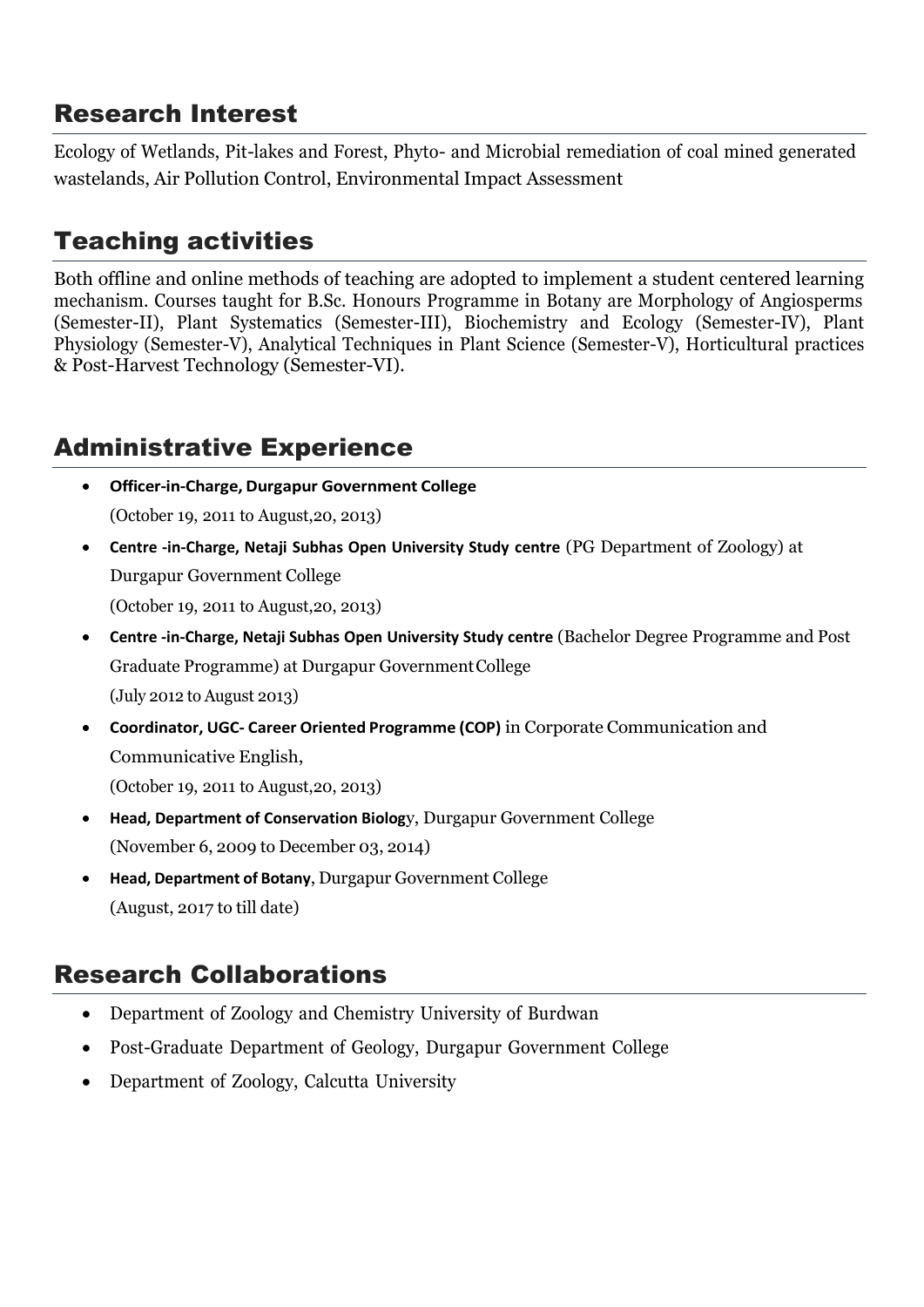## Research Interest

Ecology of Wetlands, Pit-lakes and Forest, Phyto- and Microbial remediation of coal mined generated wastelands, Air Pollution Control, Environmental Impact Assessment

## Teaching activities

Both offline and online methods of teaching are adopted to implement a student centered learning mechanism. Courses taught for B.Sc. Honours Programme in Botany are Morphology of Angiosperms (Semester-II), Plant Systematics (Semester-III), Biochemistry and Ecology (Semester-IV), Plant Physiology (Semester-V), Analytical Techniques in Plant Science (Semester-V), Horticultural practices & Post-Harvest Technology (Semester-VI).

## Administrative Experience

- **Officer-in-Charge, Durgapur Government College**
  (October 19, 2011 to August,20, 2013)
- **Centre -in-Charge, Netaji Subhas Open University Study centre** (PG Department of Zoology) at Durgapur Government College
  (October 19, 2011 to August,20, 2013)
- **Centre -in-Charge, Netaji Subhas Open University Study centre** (Bachelor Degree Programme and Post Graduate Programme) at Durgapur Government College
  (July 2012 to August 2013)
- **Coordinator, UGC- Career Oriented Programme (COP)** in Corporate Communication and Communicative English,
  (October 19, 2011 to August,20, 2013)
- **Head, Department of Conservation Biolog**y, Durgapur Government College
  (November 6, 2009 to December 03, 2014)
- **Head, Department of Botany**, Durgapur Government College
  (August, 2017 to till date)

## Research Collaborations

- Department of Zoology and Chemistry University of Burdwan
- Post-Graduate Department of Geology, Durgapur Government College
- Department of Zoology, Calcutta University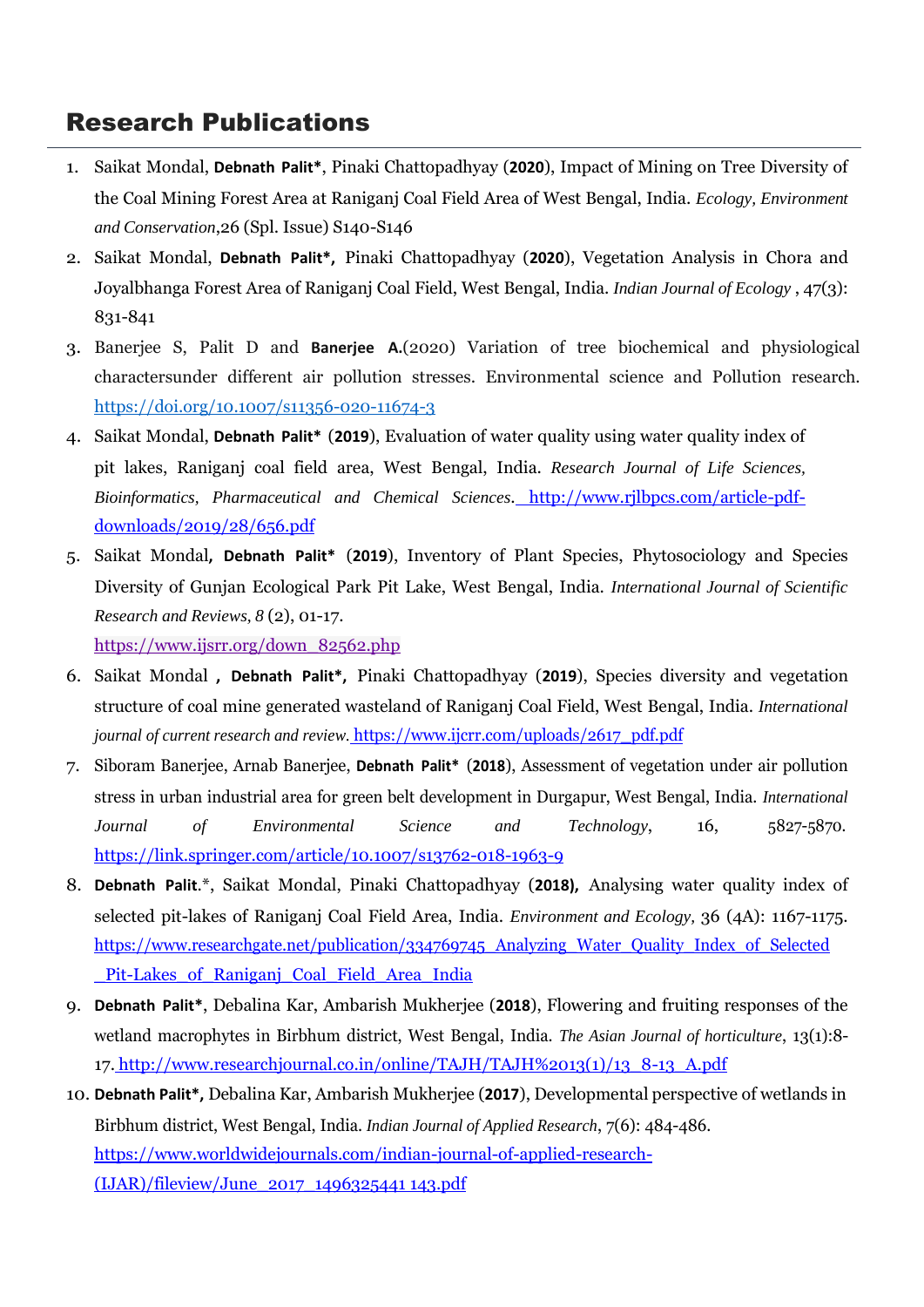## Research Publications

1. Saikat Mondal, **Debnath Palit***, Pinaki Chattopadhyay (**2020**), Impact of Mining on Tree Diversity of the Coal Mining Forest Area at Raniganj Coal Field Area of West Bengal, India. *Ecology, Environment and Conservation*,26 (Spl. Issue) S140-S146
2. Saikat Mondal, **Debnath Palit*,** Pinaki Chattopadhyay (**2020**), Vegetation Analysis in Chora and Joyalbhanga Forest Area of Raniganj Coal Field, West Bengal, India. *Indian Journal of Ecology* , 47(3): 831-841
3. Banerjee S, Palit D and **Banerjee A.**(2020) Variation of tree biochemical and physiological charactersunder different air pollution stresses. Environmental science and Pollution research. https://doi.org/10.1007/s11356-020-11674-3
4. Saikat Mondal, **Debnath Palit*** (**2019**), Evaluation of water quality using water quality index of pit lakes, Raniganj coal field area, West Bengal, India. *Research Journal of Life Sciences, Bioinformatics, Pharmaceutical and Chemical Sciences*. http://www.rjlbpcs.com/article-pdf-downloads/2019/28/656.pdf
5. Saikat Mondal**, Debnath Palit*** (**2019**), Inventory of Plant Species, Phytosociology and Species Diversity of Gunjan Ecological Park Pit Lake, West Bengal, India. *International Journal of Scientific Research and Reviews, 8* (2), 01-17. https://www.ijsrr.org/down_82562.php
6. Saikat Mondal **, Debnath Palit*,** Pinaki Chattopadhyay (**2019**), Species diversity and vegetation structure of coal mine generated wasteland of Raniganj Coal Field, West Bengal, India. *International journal of current research and review.* https://www.ijcrr.com/uploads/2617_pdf.pdf
7. Siboram Banerjee, Arnab Banerjee, **Debnath Palit*** (**2018**), Assessment of vegetation under air pollution stress in urban industrial area for green belt development in Durgapur, West Bengal, India. *International Journal of Environmental Science and Technology*, 16, 5827-5870. https://link.springer.com/article/10.1007/s13762-018-1963-9
8. **Debnath Palit**.*, Saikat Mondal, Pinaki Chattopadhyay (**2018),** Analysing water quality index of selected pit-lakes of Raniganj Coal Field Area, India. *Environment and Ecology,* 36 (4A): 1167-1175. https://www.researchgate.net/publication/334769745_Analyzing_Water_Quality_Index_of_Selected_Pit-Lakes_of_Raniganj_Coal_Field_Area_India
9. **Debnath Palit***, Debalina Kar, Ambarish Mukherjee (**2018**), Flowering and fruiting responses of the wetland macrophytes in Birbhum district, West Bengal, India. *The Asian Journal of horticulture*, 13(1):8-17. http://www.researchjournal.co.in/online/TAJH/TAJH%2013(1)/13_8-13_A.pdf
10. **Debnath Palit*,** Debalina Kar, Ambarish Mukherjee (**2017**), Developmental perspective of wetlands in Birbhum district, West Bengal, India. *Indian Journal of Applied Research*, 7(6): 484-486. https://www.worldwidejournals.com/indian-journal-of-applied-research-(IJAR)/fileview/June_2017_1496325441 143.pdf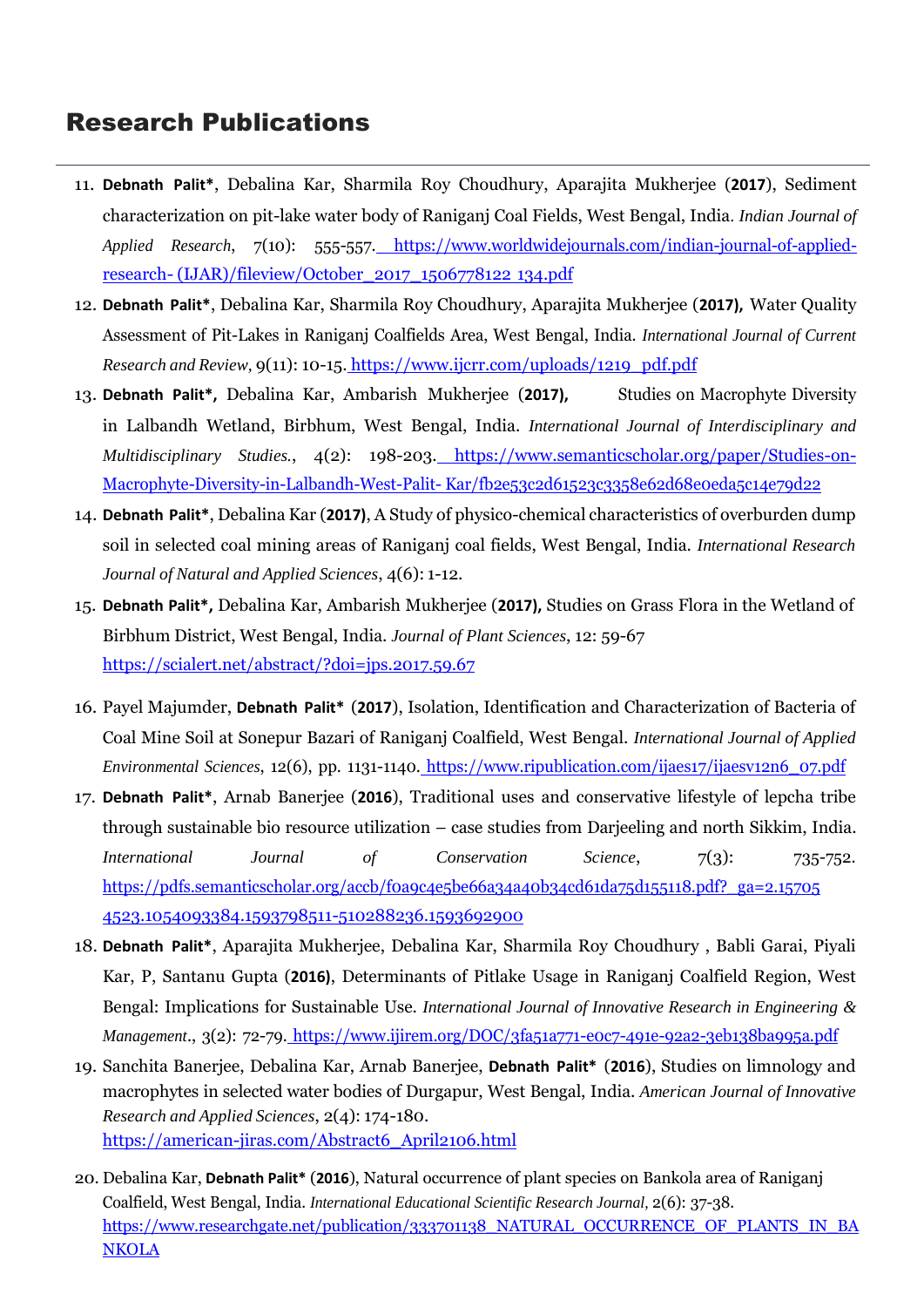## Research Publications

11. **Debnath Palit***, Debalina Kar, Sharmila Roy Choudhury, Aparajita Mukherjee (**2017**), Sediment characterization on pit-lake water body of Raniganj Coal Fields, West Bengal, India. *Indian Journal of Applied Research*, 7(10): 555-557. https://www.worldwidejournals.com/indian-journal-of-applied-research- (IJAR)/fileview/October_2017_1506778122 134.pdf
12. **Debnath Palit***, Debalina Kar, Sharmila Roy Choudhury, Aparajita Mukherjee (**2017),** Water Quality Assessment of Pit-Lakes in Raniganj Coalfields Area, West Bengal, India. *International Journal of Current Research and Review,* 9(11): 10-15. https://www.ijcrr.com/uploads/1219_pdf.pdf
13. **Debnath Palit*,** Debalina Kar, Ambarish Mukherjee (**2017),** Studies on Macrophyte Diversity in Lalbandh Wetland, Birbhum, West Bengal, India. *International Journal of Interdisciplinary and Multidisciplinary Studies.*, 4(2): 198-203. https://www.semanticscholar.org/paper/Studies-on-Macrophyte-Diversity-in-Lalbandh-West-Palit- Kar/fb2e53c2d61523c3358e62d68e0eda5c14e79d22
14. **Debnath Palit***, Debalina Kar (**2017**), A Study of physico-chemical characteristics of overburden dump soil in selected coal mining areas of Raniganj coal fields, West Bengal, India. *International Research Journal of Natural and Applied Sciences*, 4(6): 1-12.
15. **Debnath Palit*,** Debalina Kar, Ambarish Mukherjee (**2017),** Studies on Grass Flora in the Wetland of Birbhum District, West Bengal, India. *Journal of Plant Sciences*, 12: 59-67 https://scialert.net/abstract/?doi=jps.2017.59.67
16. Payel Majumder, **Debnath Palit*** (**2017**), Isolation, Identification and Characterization of Bacteria of Coal Mine Soil at Sonepur Bazari of Raniganj Coalfield, West Bengal. *International Journal of Applied Environmental Sciences*, 12(6), pp. 1131-1140. https://www.ripublication.com/ijaes17/ijaesv12n6_07.pdf
17. **Debnath Palit***, Arnab Banerjee (**2016**), Traditional uses and conservative lifestyle of lepcha tribe through sustainable bio resource utilization – case studies from Darjeeling and north Sikkim, India. *International Journal of Conservation Science*, 7(3): 735-752. https://pdfs.semanticscholar.org/accb/f0a9c4e5be66a34a40b34cd61da75d155118.pdf?_ga=2.157054523.1054093384.1593798511-510288236.1593692900
18. **Debnath Palit***, Aparajita Mukherjee, Debalina Kar, Sharmila Roy Choudhury , Babli Garai, Piyali Kar, P, Santanu Gupta (**2016**), Determinants of Pitlake Usage in Raniganj Coalfield Region, West Bengal: Implications for Sustainable Use. *International Journal of Innovative Research in Engineering & Management*., 3(2): 72-79. https://www.ijirem.org/DOC/3fa51a771-e0c7-491e-92a2-3eb138ba995a.pdf
19. Sanchita Banerjee, Debalina Kar, Arnab Banerjee, **Debnath Palit*** (**2016**), Studies on limnology and macrophytes in selected water bodies of Durgapur, West Bengal, India. *American Journal of Innovative Research and Applied Sciences*, 2(4): 174-180. https://american-jiras.com/Abstract6_April2106.html
20. Debalina Kar, **Debnath Palit*** (**2016**), Natural occurrence of plant species on Bankola area of Raniganj Coalfield, West Bengal, India. *International Educational Scientific Research Journal,* 2(6): 37-38. https://www.researchgate.net/publication/333701138_NATURAL_OCCURRENCE_OF_PLANTS_IN_BANKOLA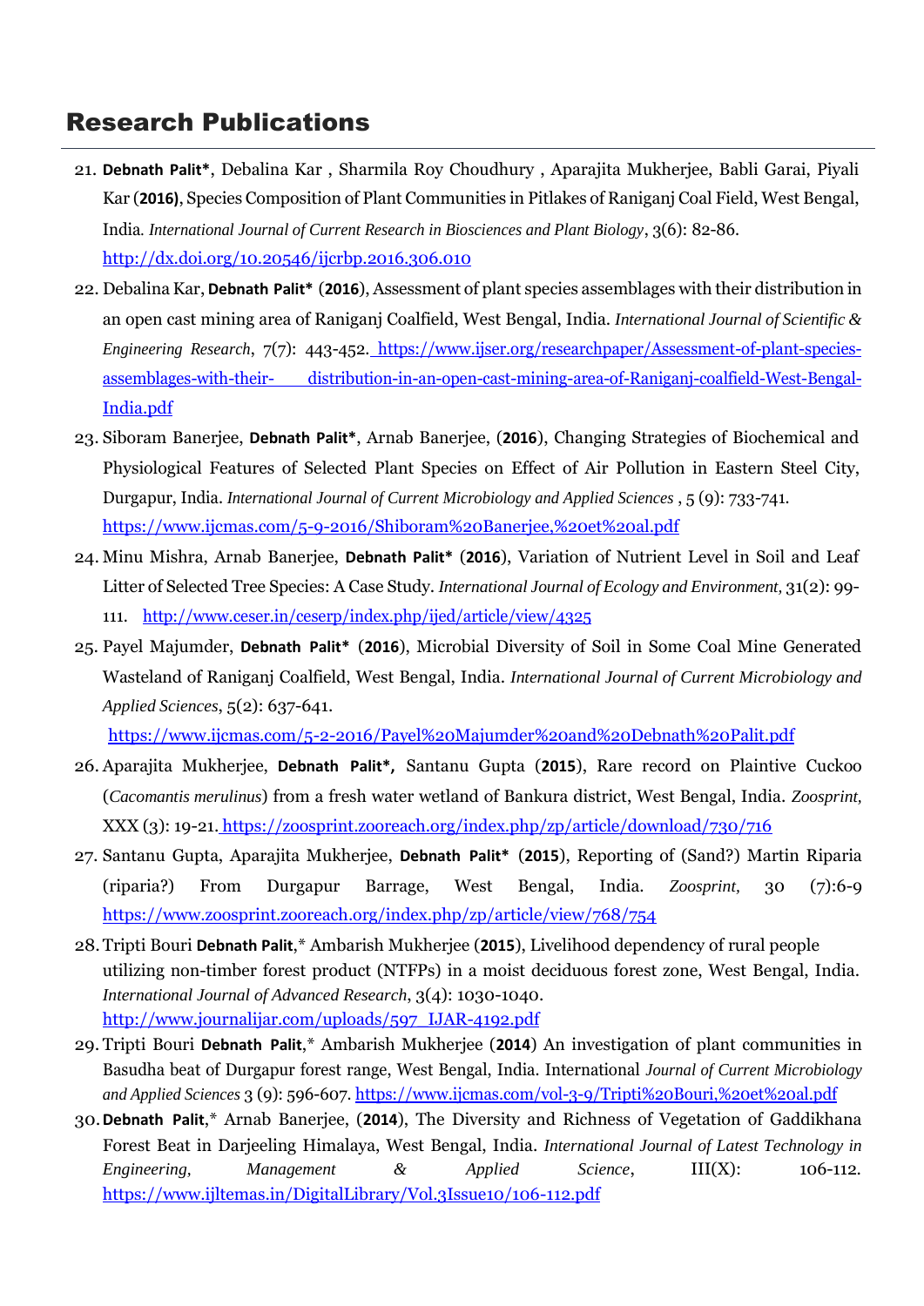## Research Publications

21. **Debnath Palit***, Debalina Kar , Sharmila Roy Choudhury , Aparajita Mukherjee, Babli Garai, Piyali Kar (**2016**), Species Composition of Plant Communities in Pitlakes of Raniganj Coal Field, West Bengal, India. *International Journal of Current Research in Biosciences and Plant Biology*, 3(6): 82-86. http://dx.doi.org/10.20546/ijcrbp.2016.306.010
22. Debalina Kar, **Debnath Palit*** (**2016**), Assessment of plant species assemblages with their distribution in an open cast mining area of Raniganj Coalfield, West Bengal, India. *International Journal of Scientific & Engineering Research*, 7(7): 443-452. https://www.ijser.org/researchpaper/Assessment-of-plant-species-assemblages-with-their- distribution-in-an-open-cast-mining-area-of-Raniganj-coalfield-West-Bengal-India.pdf
23. Siboram Banerjee, **Debnath Palit***, Arnab Banerjee, (**2016**), Changing Strategies of Biochemical and Physiological Features of Selected Plant Species on Effect of Air Pollution in Eastern Steel City, Durgapur, India. *International Journal of Current Microbiology and Applied Sciences* , 5 (9): 733-741. https://www.ijcmas.com/5-9-2016/Shiboram%20Banerjee,%20et%20al.pdf
24. Minu Mishra, Arnab Banerjee, **Debnath Palit*** (**2016**), Variation of Nutrient Level in Soil and Leaf Litter of Selected Tree Species: A Case Study. *International Journal of Ecology and Environment,* 31(2): 99-111. http://www.ceser.in/ceserp/index.php/ijed/article/view/4325
25. Payel Majumder, **Debnath Palit*** (**2016**), Microbial Diversity of Soil in Some Coal Mine Generated Wasteland of Raniganj Coalfield, West Bengal, India. *International Journal of Current Microbiology and Applied Sciences*, 5(2): 637-641. https://www.ijcmas.com/5-2-2016/Payel%20Majumder%20and%20Debnath%20Palit.pdf
26. Aparajita Mukherjee, **Debnath Palit*,** Santanu Gupta (**2015**), Rare record on Plaintive Cuckoo (*Cacomantis merulinus*) from a fresh water wetland of Bankura district, West Bengal, India. *Zoosprint,* XXX (3): 19-21. https://zoosprint.zooreach.org/index.php/zp/article/download/730/716
27. Santanu Gupta, Aparajita Mukherjee, **Debnath Palit*** (**2015**), Reporting of (Sand?) Martin Riparia (riparia?) From Durgapur Barrage, West Bengal, India. *Zoosprint,* 30 (7):6-9 https://www.zoosprint.zooreach.org/index.php/zp/article/view/768/754
28. Tripti Bouri **Debnath Palit**,* Ambarish Mukherjee (**2015**), Livelihood dependency of rural people utilizing non-timber forest product (NTFPs) in a moist deciduous forest zone, West Bengal, India. *International Journal of Advanced Research*, 3(4): 1030-1040. http://www.journalijar.com/uploads/597_IJAR-4192.pdf
29. Tripti Bouri **Debnath Palit**,* Ambarish Mukherjee (**2014**) An investigation of plant communities in Basudha beat of Durgapur forest range, West Bengal, India. International *Journal of Current Microbiology and Applied Sciences* 3 (9): 596-607. https://www.ijcmas.com/vol-3-9/Tripti%20Bouri,%20et%20al.pdf
30. **Debnath Palit**,* Arnab Banerjee, (**2014**), The Diversity and Richness of Vegetation of Gaddikhana Forest Beat in Darjeeling Himalaya, West Bengal, India. *International Journal of Latest Technology in Engineering, Management & Applied Science*, III(X): 106-112. https://www.ijltemas.in/DigitalLibrary/Vol.3Issue10/106-112.pdf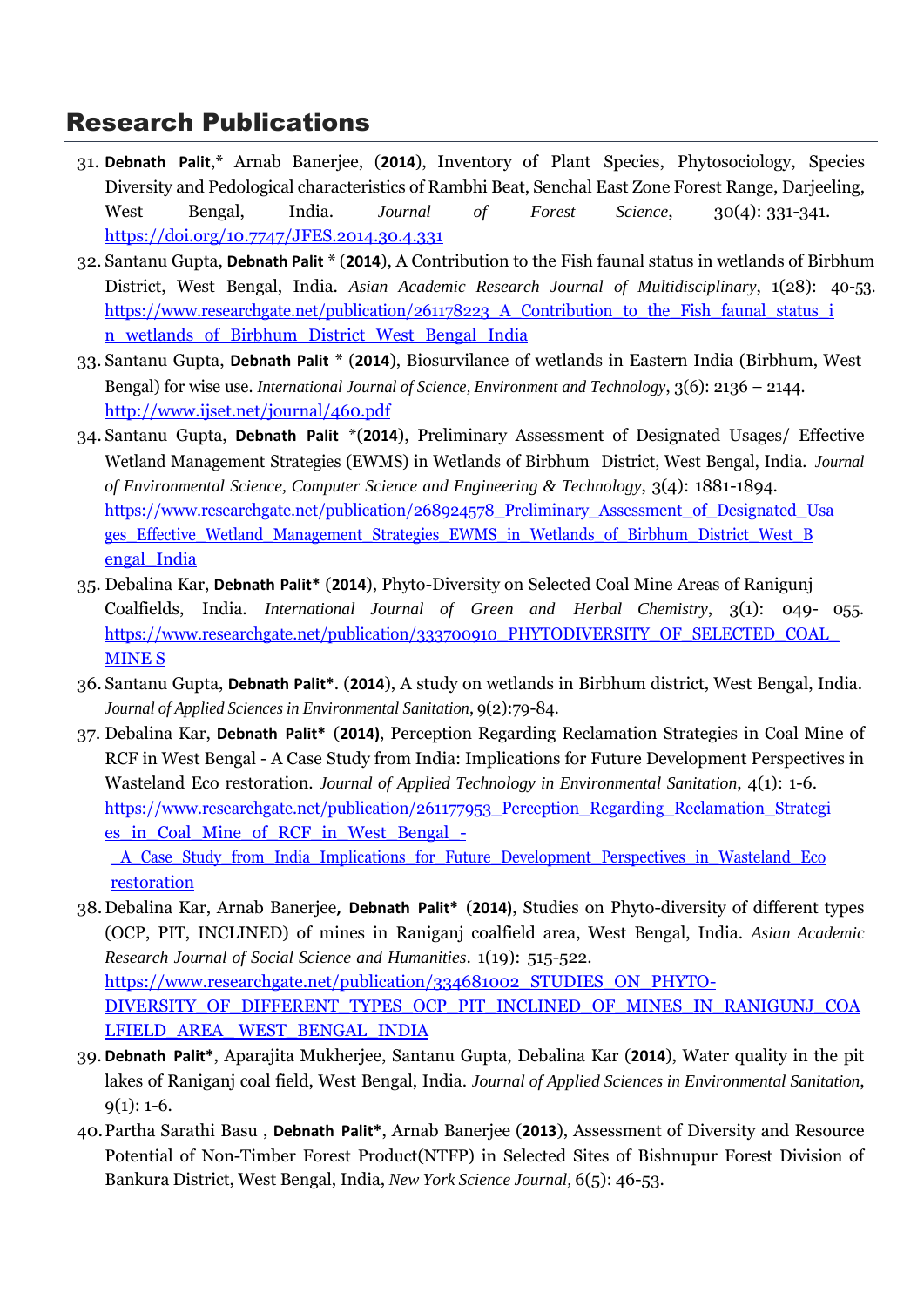## Research Publications

31. **Debnath Palit**,* Arnab Banerjee, (**2014**), Inventory of Plant Species, Phytosociology, Species Diversity and Pedological characteristics of Rambhi Beat, Senchal East Zone Forest Range, Darjeeling, West Bengal, India. *Journal of Forest Science*, 30(4): 331-341. https://doi.org/10.7747/JFES.2014.30.4.331
32. Santanu Gupta, **Debnath Palit** * (**2014**), A Contribution to the Fish faunal status in wetlands of Birbhum District, West Bengal, India. *Asian Academic Research Journal of Multidisciplinary*, 1(28): 40-53. https://www.researchgate.net/publication/261178223_A_Contribution_to_the_Fish_faunal_status_in_wetlands_of_Birbhum_District_West_Bengal_India
33. Santanu Gupta, **Debnath Palit** * (**2014**), Biosurvilance of wetlands in Eastern India (Birbhum, West Bengal) for wise use. *International Journal of Science, Environment and Technology*, 3(6): 2136 – 2144. http://www.ijset.net/journal/460.pdf
34. Santanu Gupta, **Debnath Palit** *(**2014**), Preliminary Assessment of Designated Usages/ Effective Wetland Management Strategies (EWMS) in Wetlands of Birbhum District, West Bengal, India. *Journal of Environmental Science, Computer Science and Engineering & Technology*, 3(4): 1881-1894. https://www.researchgate.net/publication/268924578_Preliminary_Assessment_of_Designated_Usages_Effective_Wetland_Management_Strategies_EWMS_in_Wetlands_of_Birbhum_District_West_Bengal_India
35. Debalina Kar, **Debnath Palit*** (**2014**), Phyto-Diversity on Selected Coal Mine Areas of Ranigunj Coalfields, India. *International Journal of Green and Herbal Chemistry*, 3(1): 049- 055. https://www.researchgate.net/publication/333700910_PHYTODIVERSITY_OF_SELECTED_COAL_MINE S
36. Santanu Gupta, **Debnath Palit***. (**2014**), A study on wetlands in Birbhum district, West Bengal, India. *Journal of Applied Sciences in Environmental Sanitation*, 9(2):79-84.
37. Debalina Kar, **Debnath Palit*** (**2014**), Perception Regarding Reclamation Strategies in Coal Mine of RCF in West Bengal - A Case Study from India: Implications for Future Development Perspectives in Wasteland Eco restoration. *Journal of Applied Technology in Environmental Sanitation*, 4(1): 1-6. https://www.researchgate.net/publication/261177953_Perception_Regarding_Reclamation_Strategies_in_Coal_Mine_of_RCF_in_West_Bengal_-_A_Case_Study_from_India_Implications_for_Future_Development_Perspectives_in_Wasteland_Eco_restoration
38. Debalina Kar, Arnab Banerjee, **Debnath Palit*** (**2014**), Studies on Phyto-diversity of different types (OCP, PIT, INCLINED) of mines in Raniganj coalfield area, West Bengal, India. *Asian Academic Research Journal of Social Science and Humanities*. 1(19): 515-522. https://www.researchgate.net/publication/334681002_STUDIES_ON_PHYTO-DIVERSITY_OF_DIFFERENT_TYPES_OCP_PIT_INCLINED_OF_MINES_IN_RANIGUNJ_COALFIELD_AREA_WEST_BENGAL_INDIA
39. **Debnath Palit***, Aparajita Mukherjee, Santanu Gupta, Debalina Kar (**2014**), Water quality in the pit lakes of Raniganj coal field, West Bengal, India. *Journal of Applied Sciences in Environmental Sanitation*, 9(1): 1-6.
40. Partha Sarathi Basu , **Debnath Palit***, Arnab Banerjee (**2013**), Assessment of Diversity and Resource Potential of Non-Timber Forest Product(NTFP) in Selected Sites of Bishnupur Forest Division of Bankura District, West Bengal, India, *New York Science Journal*, 6(5): 46-53.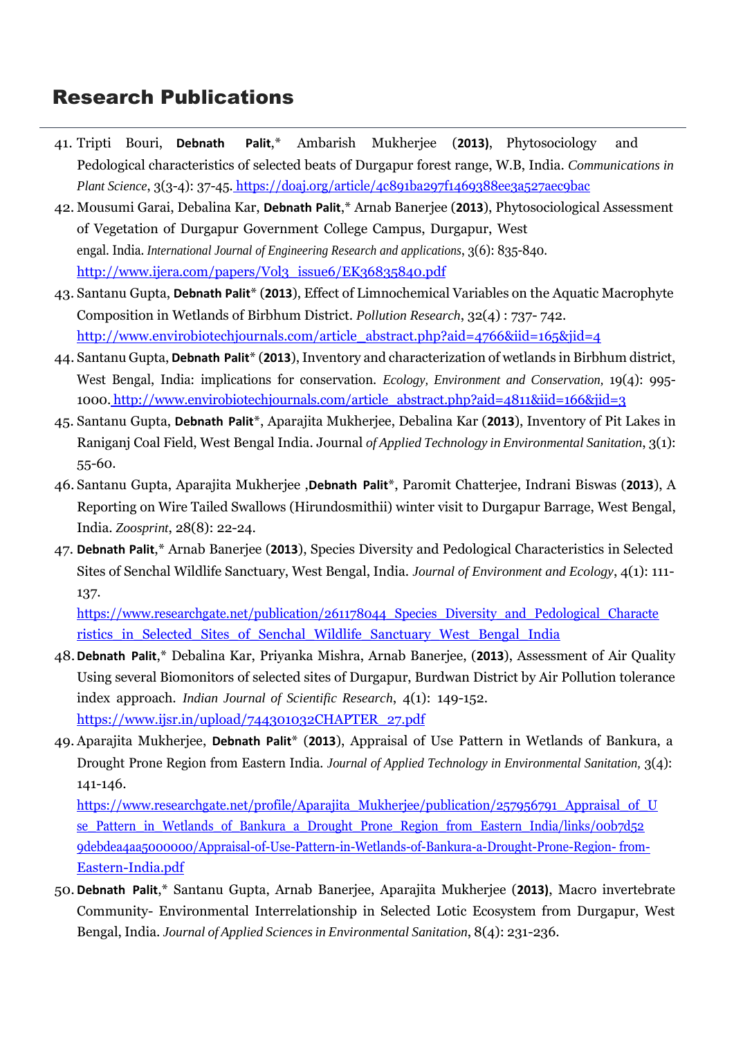## Research Publications

41. Tripti Bouri, **Debnath Palit**,* Ambarish Mukherjee (**2013)**, Phytosociology and Pedological characteristics of selected beats of Durgapur forest range, W.B, India. *Communications in Plant Science*, 3(3-4): 37-45. https://doaj.org/article/4c891ba297f1469388ee3a527aec9bac
42. Mousumi Garai, Debalina Kar, **Debnath Palit**,* Arnab Banerjee (**2013**), Phytosociological Assessment of Vegetation of Durgapur Government College Campus, Durgapur, West engal. India. *International Journal of Engineering Research and applications*, 3(6): 835-840. http://www.ijera.com/papers/Vol3_issue6/EK36835840.pdf
43. Santanu Gupta, **Debnath Palit*** (**2013**), Effect of Limnochemical Variables on the Aquatic Macrophyte Composition in Wetlands of Birbhum District. *Pollution Research*, 32(4) : 737- 742. http://www.envirobiotechjournals.com/article_abstract.php?aid=4766&iid=165&jid=4
44. Santanu Gupta, **Debnath Palit*** (**2013**), Inventory and characterization of wetlands in Birbhum district, West Bengal, India: implications for conservation. *Ecology, Environment and Conservation,* 19(4): 995-1000. http://www.envirobiotechjournals.com/article_abstract.php?aid=4811&iid=166&jid=3
45. Santanu Gupta, **Debnath Palit***, Aparajita Mukherjee, Debalina Kar (**2013**), Inventory of Pit Lakes in Raniganj Coal Field, West Bengal India. Journal *of Applied Technology in Environmental Sanitation*, 3(1): 55-60.
46. Santanu Gupta, Aparajita Mukherjee ,**Debnath Palit***, Paromit Chatterjee, Indrani Biswas (**2013**), A Reporting on Wire Tailed Swallows (Hirundosmithii) winter visit to Durgapur Barrage, West Bengal, India. *Zoosprint*, 28(8): 22-24.
47. **Debnath Palit**,* Arnab Banerjee (**2013**), Species Diversity and Pedological Characteristics in Selected Sites of Senchal Wildlife Sanctuary, West Bengal, India. *Journal of Environment and Ecology*, 4(1): 111-137.
    https://www.researchgate.net/publication/261178044_Species_Diversity_and_Pedological_Characteristics_in_Selected_Sites_of_Senchal_Wildlife_Sanctuary_West_Bengal_India
48. **Debnath Palit**,* Debalina Kar, Priyanka Mishra, Arnab Banerjee, (**2013**), Assessment of Air Quality Using several Biomonitors of selected sites of Durgapur, Burdwan District by Air Pollution tolerance index approach. *Indian Journal of Scientific Research*, 4(1): 149-152. https://www.ijsr.in/upload/744301032CHAPTER_27.pdf
49. Aparajita Mukherjee, **Debnath Palit*** (**2013**), Appraisal of Use Pattern in Wetlands of Bankura, a Drought Prone Region from Eastern India. *Journal of Applied Technology in Environmental Sanitation,* 3(4): 141-146.
    https://www.researchgate.net/profile/Aparajita_Mukherjee/publication/257956791_Appraisal_of_Use_Pattern_in_Wetlands_of_Bankura_a_Drought_Prone_Region_from_Eastern_India/links/00b7d529debdea4aa5000000/Appraisal-of-Use-Pattern-in-Wetlands-of-Bankura-a-Drought-Prone-Region- from-Eastern-India.pdf
50. **Debnath Palit**,* Santanu Gupta, Arnab Banerjee, Aparajita Mukherjee (**2013)**, Macro invertebrate Community- Environmental Interrelationship in Selected Lotic Ecosystem from Durgapur, West Bengal, India. *Journal of Applied Sciences in Environmental Sanitation*, 8(4): 231-236.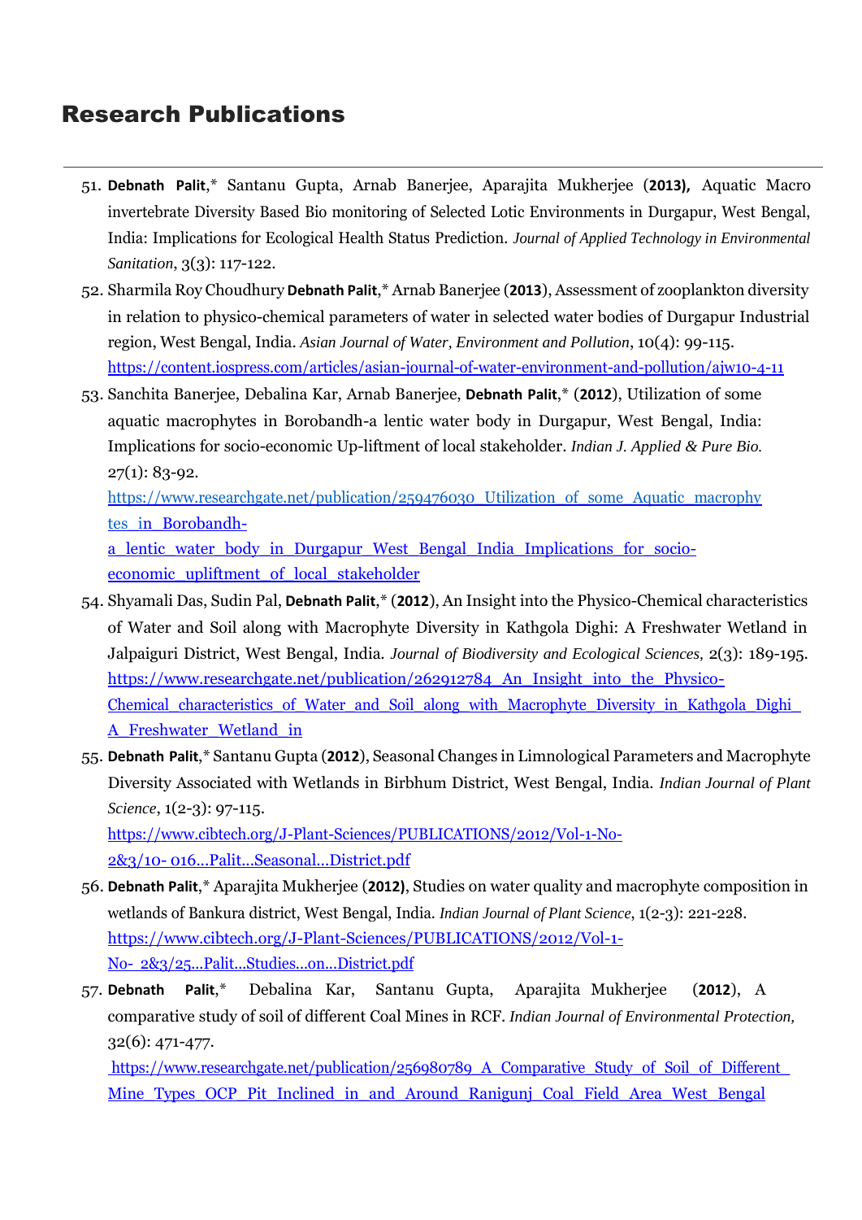## Research Publications

51. **Debnath Palit**,* Santanu Gupta, Arnab Banerjee, Aparajita Mukherjee (**2013),** Aquatic Macro invertebrate Diversity Based Bio monitoring of Selected Lotic Environments in Durgapur, West Bengal, India: Implications for Ecological Health Status Prediction. *Journal of Applied Technology in Environmental Sanitation*, 3(3): 117-122.
52. Sharmila Roy Choudhury **Debnath Palit**,* Arnab Banerjee (**2013**), Assessment of zooplankton diversity in relation to physico-chemical parameters of water in selected water bodies of Durgapur Industrial region, West Bengal, India. *Asian Journal of Water, Environment and Pollution*, 10(4): 99-115. https://content.iospress.com/articles/asian-journal-of-water-environment-and-pollution/ajw10-4-11
53. Sanchita Banerjee, Debalina Kar, Arnab Banerjee, **Debnath Palit**,* (**2012**), Utilization of some aquatic macrophytes in Borobandh-a lentic water body in Durgapur, West Bengal, India: Implications for socio-economic Up-liftment of local stakeholder. *Indian J. Applied & Pure Bio.* 27(1): 83-92. https://www.researchgate.net/publication/259476030_Utilization_of_some_Aquatic_macrophytes_in_Borobandh-a_lentic_water_body_in_Durgapur_West_Bengal_India_Implications_for_socio-economic_upliftment_of_local_stakeholder
54. Shyamali Das, Sudin Pal, **Debnath Palit**,* (**2012**), An Insight into the Physico-Chemical characteristics of Water and Soil along with Macrophyte Diversity in Kathgola Dighi: A Freshwater Wetland in Jalpaiguri District, West Bengal, India. *Journal of Biodiversity and Ecological Sciences,* 2(3): 189-195. https://www.researchgate.net/publication/262912784_An_Insight_into_the_Physico-Chemical_characteristics_of_Water_and_Soil_along_with_Macrophyte_Diversity_in_Kathgola_Dighi_A_Freshwater_Wetland_in
55. **Debnath Palit**,* Santanu Gupta (**2012**), Seasonal Changes in Limnological Parameters and Macrophyte Diversity Associated with Wetlands in Birbhum District, West Bengal, India. *Indian Journal of Plant Science*, 1(2-3): 97-115. https://www.cibtech.org/J-Plant-Sciences/PUBLICATIONS/2012/Vol-1-No-2&3/10-016...Palit...Seasonal...District.pdf
56. **Debnath Palit**,* Aparajita Mukherjee (**2012)**, Studies on water quality and macrophyte composition in wetlands of Bankura district, West Bengal, India. *Indian Journal of Plant Science*, 1(2-3): 221-228. https://www.cibtech.org/J-Plant-Sciences/PUBLICATIONS/2012/Vol-1-No-2&3/25...Palit...Studies...on...District.pdf
57. **Debnath Palit**,* Debalina Kar, Santanu Gupta, Aparajita Mukherjee (**2012**), A comparative study of soil of different Coal Mines in RCF. *Indian Journal of Environmental Protection,* 32(6): 471-477. https://www.researchgate.net/publication/256980789_A_Comparative_Study_of_Soil_of_Different_Mine_Types_OCP_Pit_Inclined_in_and_Around_Ranigunj_Coal_Field_Area_West_Bengal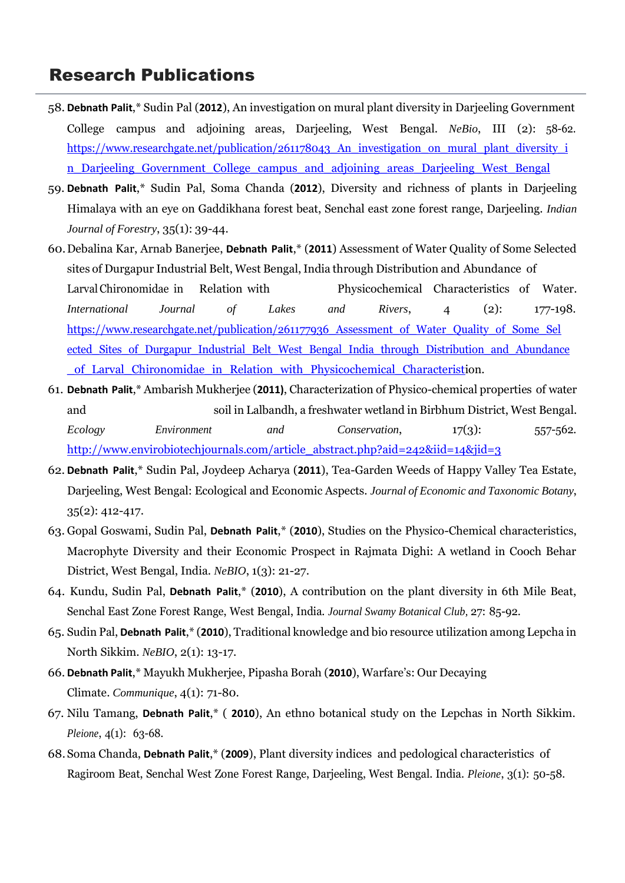## Research Publications

58. **Debnath Palit**,* Sudin Pal (**2012**), An investigation on mural plant diversity in Darjeeling Government College campus and adjoining areas, Darjeeling, West Bengal. *NeBio*, III (2): 58-62. https://www.researchgate.net/publication/261178043_An_investigation_on_mural_plant_diversity_in_Darjeeling_Government_College_campus_and_adjoining_areas_Darjeeling_West_Bengal
59. **Debnath Palit**,* Sudin Pal, Soma Chanda (**2012**), Diversity and richness of plants in Darjeeling Himalaya with an eye on Gaddikhana forest beat, Senchal east zone forest range, Darjeeling. *Indian Journal of Forestry*, 35(1): 39-44.
60. Debalina Kar, Arnab Banerjee, **Debnath Palit**,* (**2011**) Assessment of Water Quality of Some Selected sites of Durgapur Industrial Belt, West Bengal, India through Distribution and Abundance of Larval Chironomidae in Relation with Physicochemical Characteristics of Water. *International Journal of Lakes and Rivers*, 4 (2): 177-198. https://www.researchgate.net/publication/261177936_Assessment_of_Water_Quality_of_Some_Selected_Sites_of_Durgapur_Industrial_Belt_West_Bengal_India_through_Distribution_and_Abundance_of_Larval_Chironomidae_in_Relation_with_Physicochemical_Characteristion.
61. **Debnath Palit**,* Ambarish Mukherjee (**2011)**, Characterization of Physico-chemical properties of water and soil in Lalbandh, a freshwater wetland in Birbhum District, West Bengal. *Ecology Environment and Conservation*, 17(3): 557-562. http://www.envirobiotechjournals.com/article_abstract.php?aid=242&iid=14&jid=3
62. **Debnath Palit**,* Sudin Pal, Joydeep Acharya (**2011**), Tea-Garden Weeds of Happy Valley Tea Estate, Darjeeling, West Bengal: Ecological and Economic Aspects. *Journal of Economic and Taxonomic Botany*, 35(2): 412-417.
63. Gopal Goswami, Sudin Pal, **Debnath Palit**,* (**2010**), Studies on the Physico-Chemical characteristics, Macrophyte Diversity and their Economic Prospect in Rajmata Dighi: A wetland in Cooch Behar District, West Bengal, India. *NeBIO*, 1(3): 21-27.
64. Kundu, Sudin Pal, **Debnath Palit**,* (**2010**), A contribution on the plant diversity in 6th Mile Beat, Senchal East Zone Forest Range, West Bengal, India. *Journal Swamy Botanical Club*, 27: 85-92.
65. Sudin Pal, **Debnath Palit**,* (**2010**), Traditional knowledge and bio resource utilization among Lepcha in North Sikkim. *NeBIO*, 2(1): 13-17.
66. **Debnath Palit**,* Mayukh Mukherjee, Pipasha Borah (**2010**), Warfare's: Our Decaying Climate. *Communique*, 4(1): 71-80.
67. Nilu Tamang, **Debnath Palit**,* ( **2010**), An ethno botanical study on the Lepchas in North Sikkim. *Pleione*, 4(1): 63-68.
68. Soma Chanda, **Debnath Palit**,* (**2009**), Plant diversity indices and pedological characteristics of Ragiroom Beat, Senchal West Zone Forest Range, Darjeeling, West Bengal. India. *Pleione*, 3(1): 50-58.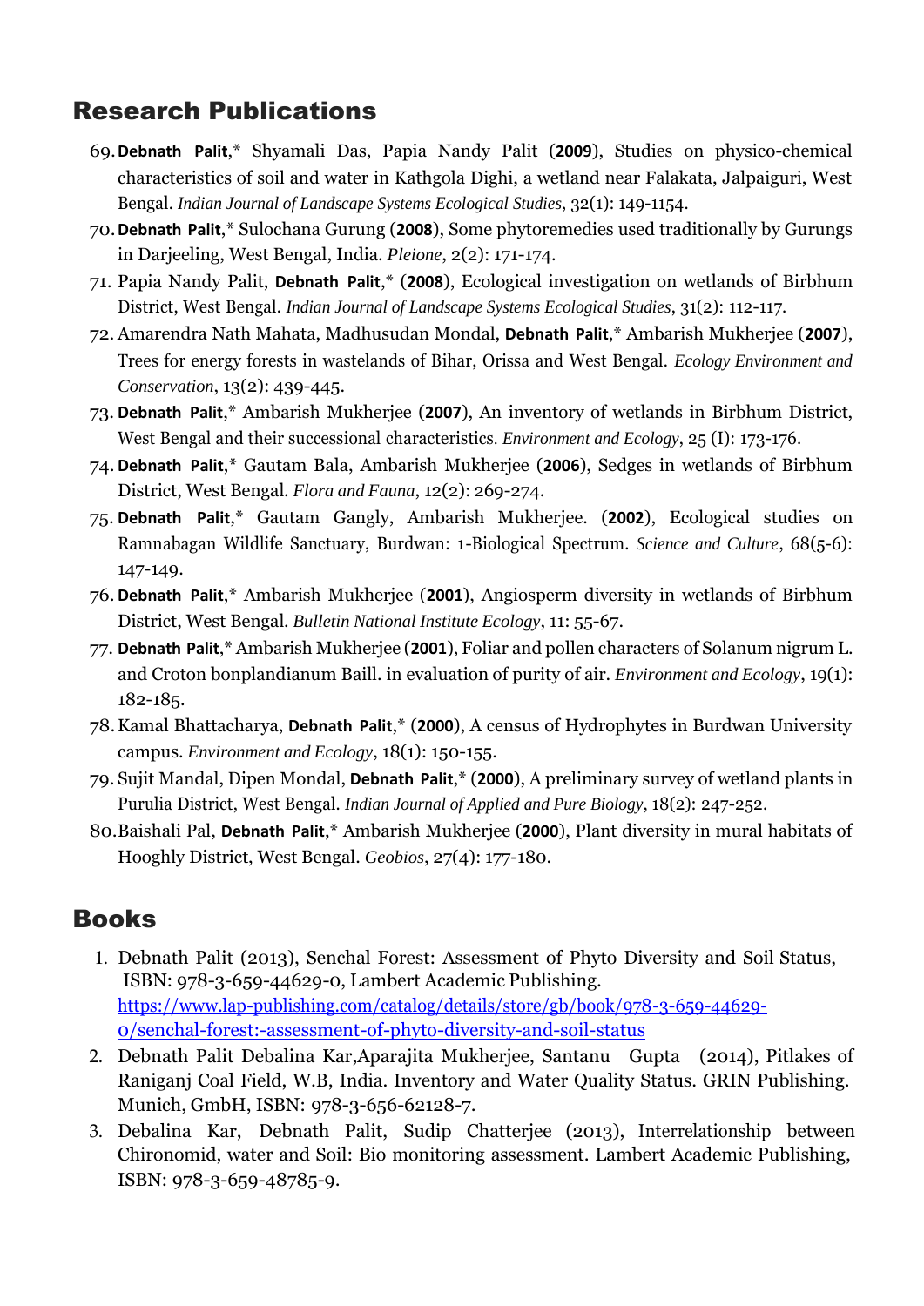## Research Publications

69. **Debnath Palit**,* Shyamali Das, Papia Nandy Palit (**2009**), Studies on physico-chemical characteristics of soil and water in Kathgola Dighi, a wetland near Falakata, Jalpaiguri, West Bengal. *Indian Journal of Landscape Systems Ecological Studies*, 32(1): 149-1154.
70. **Debnath Palit**,* Sulochana Gurung (**2008**), Some phytoremedies used traditionally by Gurungs in Darjeeling, West Bengal, India. *Pleione*, 2(2): 171-174.
71. Papia Nandy Palit, **Debnath Palit**,* (**2008**), Ecological investigation on wetlands of Birbhum District, West Bengal. *Indian Journal of Landscape Systems Ecological Studies*, 31(2): 112-117.
72. Amarendra Nath Mahata, Madhusudan Mondal, **Debnath Palit**,* Ambarish Mukherjee (**2007**), Trees for energy forests in wastelands of Bihar, Orissa and West Bengal. *Ecology Environment and Conservation*, 13(2): 439-445.
73. **Debnath Palit**,* Ambarish Mukherjee (**2007**), An inventory of wetlands in Birbhum District, West Bengal and their successional characteristics. *Environment and Ecology*, 25 (I): 173-176.
74. **Debnath Palit**,* Gautam Bala, Ambarish Mukherjee (**2006**), Sedges in wetlands of Birbhum District, West Bengal. *Flora and Fauna*, 12(2): 269-274.
75. **Debnath Palit**,* Gautam Gangly, Ambarish Mukherjee. (**2002**), Ecological studies on Ramnabagan Wildlife Sanctuary, Burdwan: 1-Biological Spectrum. *Science and Culture*, 68(5-6): 147-149.
76. **Debnath Palit**,* Ambarish Mukherjee (**2001**), Angiosperm diversity in wetlands of Birbhum District, West Bengal. *Bulletin National Institute Ecology*, 11: 55-67.
77. **Debnath Palit**,* Ambarish Mukherjee (**2001**), Foliar and pollen characters of Solanum nigrum L. and Croton bonplandianum Baill. in evaluation of purity of air. *Environment and Ecology*, 19(1): 182-185.
78. Kamal Bhattacharya, **Debnath Palit**,* (**2000**), A census of Hydrophytes in Burdwan University campus. *Environment and Ecology*, 18(1): 150-155.
79. Sujit Mandal, Dipen Mondal, **Debnath Palit**,* (**2000**), A preliminary survey of wetland plants in Purulia District, West Bengal. *Indian Journal of Applied and Pure Biology*, 18(2): 247-252.
80. Baishali Pal, **Debnath Palit**,* Ambarish Mukherjee (**2000**), Plant diversity in mural habitats of Hooghly District, West Bengal. *Geobios*, 27(4): 177-180.

## Books

1. Debnath Palit (2013), Senchal Forest: Assessment of Phyto Diversity and Soil Status, ISBN: 978-3-659-44629-0, Lambert Academic Publishing. https://www.lap-publishing.com/catalog/details/store/gb/book/978-3-659-44629-0/senchal-forest:-assessment-of-phyto-diversity-and-soil-status
2. Debnath Palit Debalina Kar,Aparajita Mukherjee, Santanu Gupta (2014), Pitlakes of Raniganj Coal Field, W.B, India. Inventory and Water Quality Status. GRIN Publishing. Munich, GmbH, ISBN: 978-3-656-62128-7.
3. Debalina Kar, Debnath Palit, Sudip Chatterjee (2013), Interrelationship between Chironomid, water and Soil: Bio monitoring assessment. Lambert Academic Publishing, ISBN: 978-3-659-48785-9.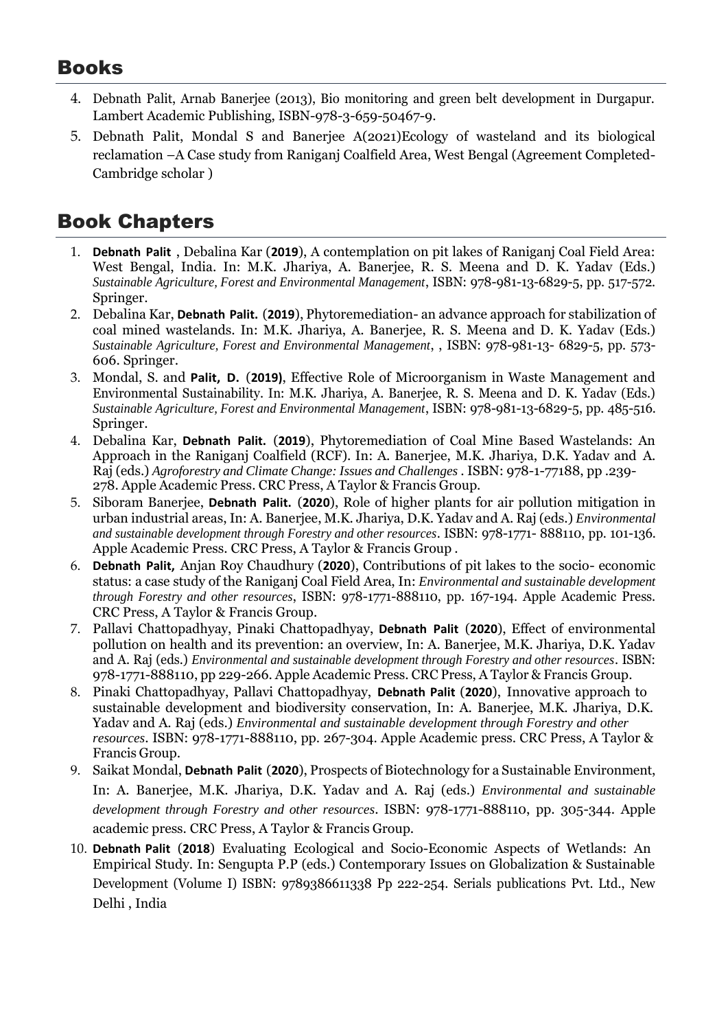## Books

4. Debnath Palit, Arnab Banerjee (2013), Bio monitoring and green belt development in Durgapur. Lambert Academic Publishing, ISBN-978-3-659-50467-9.
5. Debnath Palit, Mondal S and Banerjee A(2021)Ecology of wasteland and its biological reclamation –A Case study from Raniganj Coalfield Area, West Bengal (Agreement Completed-Cambridge scholar )

## Book Chapters

1. **Debnath Palit** , Debalina Kar (**2019**), A contemplation on pit lakes of Raniganj Coal Field Area: West Bengal, India. In: M.K. Jhariya, A. Banerjee, R. S. Meena and D. K. Yadav (Eds.) *Sustainable Agriculture, Forest and Environmental Management*, ISBN: 978-981-13-6829-5, pp. 517-572. Springer.
2. Debalina Kar, **Debnath Palit.** (**2019**), Phytoremediation- an advance approach for stabilization of coal mined wastelands. In: M.K. Jhariya, A. Banerjee, R. S. Meena and D. K. Yadav (Eds.) *Sustainable Agriculture, Forest and Environmental Management*, , ISBN: 978-981-13- 6829-5, pp. 573-606. Springer.
3. Mondal, S. and **Palit, D.** (**2019)**, Effective Role of Microorganism in Waste Management and Environmental Sustainability. In: M.K. Jhariya, A. Banerjee, R. S. Meena and D. K. Yadav (Eds.) *Sustainable Agriculture, Forest and Environmental Management*, ISBN: 978-981-13-6829-5, pp. 485-516. Springer.
4. Debalina Kar, **Debnath Palit.** (**2019**), Phytoremediation of Coal Mine Based Wastelands: An Approach in the Raniganj Coalfield (RCF). In: A. Banerjee, M.K. Jhariya, D.K. Yadav and A. Raj (eds.) *Agroforestry and Climate Change: Issues and Challenges* . ISBN: 978-1-77188, pp .239-278. Apple Academic Press. CRC Press, A Taylor & Francis Group.
5. Siboram Banerjee, **Debnath Palit.** (**2020**), Role of higher plants for air pollution mitigation in urban industrial areas, In: A. Banerjee, M.K. Jhariya, D.K. Yadav and A. Raj (eds.) *Environmental and sustainable development through Forestry and other resources*. ISBN: 978-1771- 888110, pp. 101-136. Apple Academic Press. CRC Press, A Taylor & Francis Group .
6. **Debnath Palit,** Anjan Roy Chaudhury (**2020**), Contributions of pit lakes to the socio- economic status: a case study of the Raniganj Coal Field Area, In: *Environmental and sustainable development through Forestry and other resources*, ISBN: 978-1771-888110, pp. 167-194. Apple Academic Press. CRC Press, A Taylor & Francis Group.
7. Pallavi Chattopadhyay, Pinaki Chattopadhyay, **Debnath Palit** (**2020**), Effect of environmental pollution on health and its prevention: an overview, In: A. Banerjee, M.K. Jhariya, D.K. Yadav and A. Raj (eds.) *Environmental and sustainable development through Forestry and other resources*. ISBN: 978-1771-888110, pp 229-266. Apple Academic Press. CRC Press, A Taylor & Francis Group.
8. Pinaki Chattopadhyay, Pallavi Chattopadhyay, **Debnath Palit** (**2020**), Innovative approach to sustainable development and biodiversity conservation, In: A. Banerjee, M.K. Jhariya, D.K. Yadav and A. Raj (eds.) *Environmental and sustainable development through Forestry and other resources*. ISBN: 978-1771-888110, pp. 267-304. Apple Academic press. CRC Press, A Taylor & Francis Group.
9. Saikat Mondal, **Debnath Palit** (**2020**), Prospects of Biotechnology for a Sustainable Environment, In: A. Banerjee, M.K. Jhariya, D.K. Yadav and A. Raj (eds.) *Environmental and sustainable development through Forestry and other resources*. ISBN: 978-1771-888110, pp. 305-344. Apple academic press. CRC Press, A Taylor & Francis Group.
10. **Debnath Palit** (**2018**) Evaluating Ecological and Socio-Economic Aspects of Wetlands: An Empirical Study. In: Sengupta P.P (eds.) Contemporary Issues on Globalization & Sustainable Development (Volume I) ISBN: 9789386611338 Pp 222-254. Serials publications Pvt. Ltd., New Delhi , India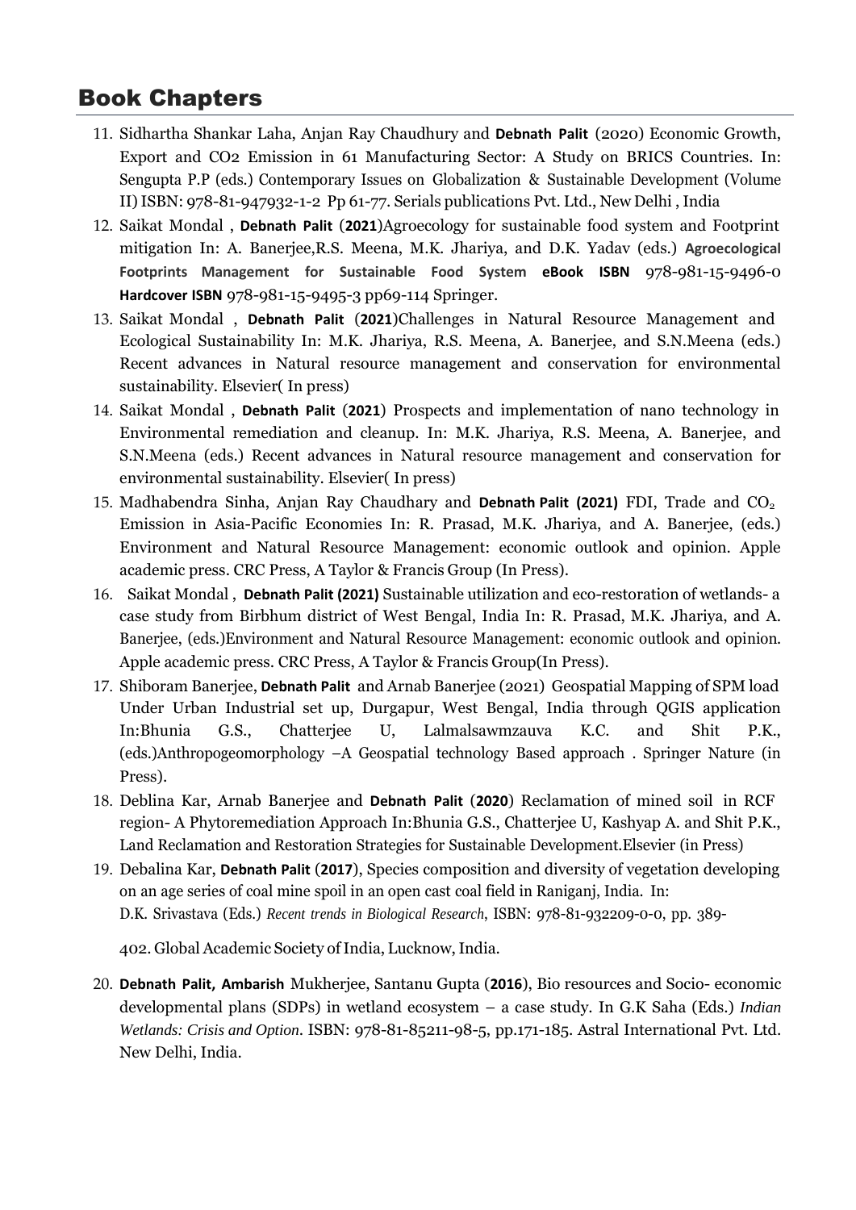## Book Chapters

11. Sidhartha Shankar Laha, Anjan Ray Chaudhury and **Debnath Palit** (2020) Economic Growth, Export and CO2 Emission in 61 Manufacturing Sector: A Study on BRICS Countries. In: Sengupta P.P (eds.) Contemporary Issues on Globalization & Sustainable Development (Volume II) ISBN: 978-81-947932-1-2 Pp 61-77. Serials publications Pvt. Ltd., New Delhi , India
12. Saikat Mondal , **Debnath Palit** (**2021**)Agroecology for sustainable food system and Footprint mitigation In: A. Banerjee,R.S. Meena, M.K. Jhariya, and D.K. Yadav (eds.) **Agroecological Footprints Management for Sustainable Food System eBook ISBN** 978-981-15-9496-0 **Hardcover ISBN** 978-981-15-9495-3 pp69-114 Springer.
13. Saikat Mondal , **Debnath Palit** (**2021**)Challenges in Natural Resource Management and Ecological Sustainability In: M.K. Jhariya, R.S. Meena, A. Banerjee, and S.N.Meena (eds.) Recent advances in Natural resource management and conservation for environmental sustainability. Elsevier( In press)
14. Saikat Mondal , **Debnath Palit** (**2021**) Prospects and implementation of nano technology in Environmental remediation and cleanup. In: M.K. Jhariya, R.S. Meena, A. Banerjee, and S.N.Meena (eds.) Recent advances in Natural resource management and conservation for environmental sustainability. Elsevier( In press)
15. Madhabendra Sinha, Anjan Ray Chaudhary and **Debnath Palit (2021)** FDI, Trade and $CO_2$ Emission in Asia-Pacific Economies In: R. Prasad, M.K. Jhariya, and A. Banerjee, (eds.) Environment and Natural Resource Management: economic outlook and opinion. Apple academic press. CRC Press, A Taylor & Francis Group (In Press).
16. Saikat Mondal , **Debnath Palit (2021)** Sustainable utilization and eco-restoration of wetlands- a case study from Birbhum district of West Bengal, India In: R. Prasad, M.K. Jhariya, and A. Banerjee, (eds.)Environment and Natural Resource Management: economic outlook and opinion. Apple academic press. CRC Press, A Taylor & Francis Group(In Press).
17. Shiboram Banerjee, **Debnath Palit** and Arnab Banerjee (2021) Geospatial Mapping of SPM load Under Urban Industrial set up, Durgapur, West Bengal, India through QGIS application In:Bhunia G.S., Chatterjee U, Lalmalsawmzauva K.C. and Shit P.K., (eds.)Anthropogeomorphology –A Geospatial technology Based approach . Springer Nature (in Press).
18. Deblina Kar, Arnab Banerjee and **Debnath Palit** (**2020**) Reclamation of mined soil in RCF region- A Phytoremediation Approach In:Bhunia G.S., Chatterjee U, Kashyap A. and Shit P.K., Land Reclamation and Restoration Strategies for Sustainable Development.Elsevier (in Press)
19. Debalina Kar, **Debnath Palit** (**2017**), Species composition and diversity of vegetation developing on an age series of coal mine spoil in an open cast coal field in Raniganj, India. In: D.K. Srivastava (Eds.) *Recent trends in Biological Research*, ISBN: 978-81-932209-0-0, pp. 389-402. Global Academic Society of India, Lucknow, India.
20. **Debnath Palit, Ambarish** Mukherjee, Santanu Gupta (**2016**), Bio resources and Socio- economic developmental plans (SDPs) in wetland ecosystem – a case study. In G.K Saha (Eds.) *Indian Wetlands: Crisis and Option*. ISBN: 978-81-85211-98-5, pp.171-185. Astral International Pvt. Ltd. New Delhi, India.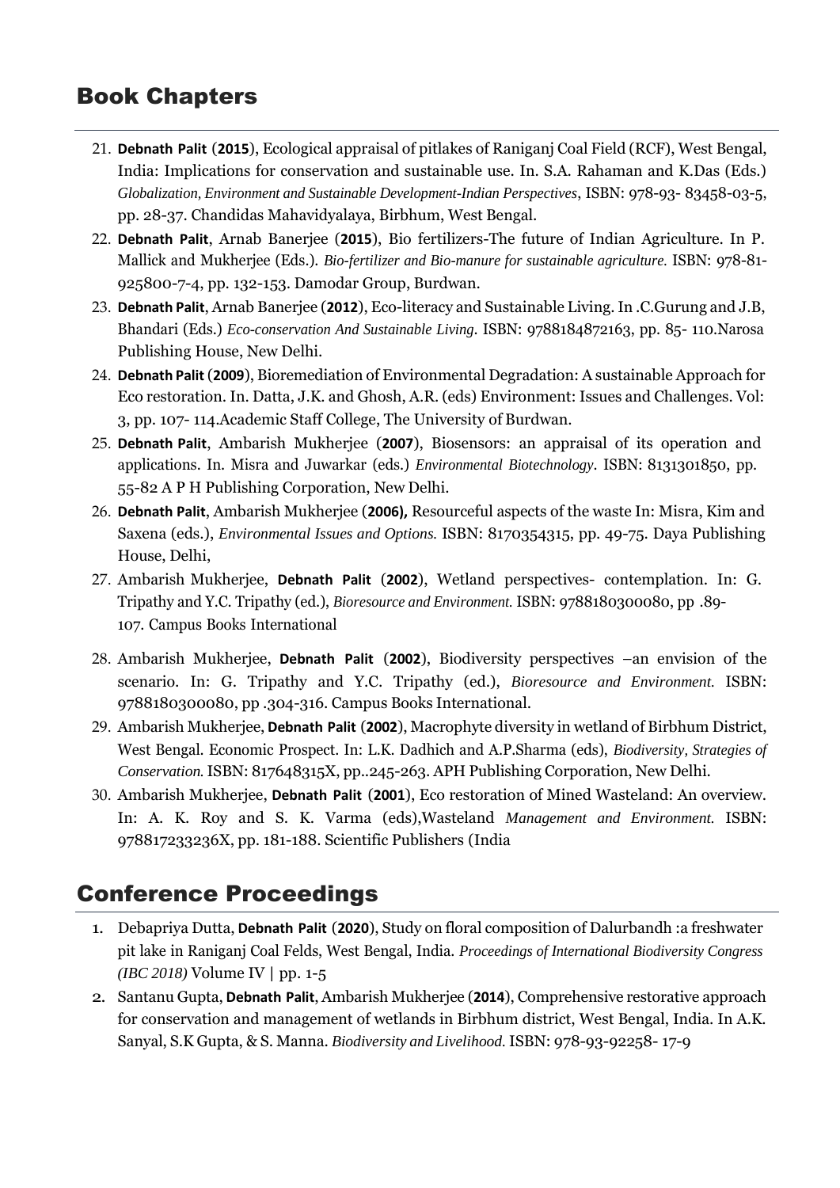## Book Chapters

21. **Debnath Palit** (**2015**), Ecological appraisal of pitlakes of Raniganj Coal Field (RCF), West Bengal, India: Implications for conservation and sustainable use. In. S.A. Rahaman and K.Das (Eds.) *Globalization, Environment and Sustainable Development-Indian Perspectives*, ISBN: 978-93- 83458-03-5, pp. 28-37. Chandidas Mahavidyalaya, Birbhum, West Bengal.
22. **Debnath Palit**, Arnab Banerjee (**2015**), Bio fertilizers-The future of Indian Agriculture. In P. Mallick and Mukherjee (Eds.). *Bio-fertilizer and Bio-manure for sustainable agriculture.* ISBN: 978-81-925800-7-4, pp. 132-153. Damodar Group, Burdwan.
23. **Debnath Palit**, Arnab Banerjee (**2012**), Eco-literacy and Sustainable Living. In .C.Gurung and J.B, Bhandari (Eds.) *Eco-conservation And Sustainable Living*. ISBN: 9788184872163, pp. 85- 110.Narosa Publishing House, New Delhi.
24. **Debnath Palit** (**2009**), Bioremediation of Environmental Degradation: A sustainable Approach for Eco restoration. In. Datta, J.K. and Ghosh, A.R. (eds) Environment: Issues and Challenges. Vol: 3, pp. 107- 114.Academic Staff College, The University of Burdwan.
25. **Debnath Palit**, Ambarish Mukherjee (**2007**), Biosensors: an appraisal of its operation and applications. In. Misra and Juwarkar (eds.) *Environmental Biotechnology*. ISBN: 8131301850, pp. 55-82 A P H Publishing Corporation, New Delhi.
26. **Debnath Palit**, Ambarish Mukherjee (**2006),** Resourceful aspects of the waste In: Misra, Kim and Saxena (eds.), *Environmental Issues and Options.* ISBN: 8170354315, pp. 49-75. Daya Publishing House, Delhi,
27. Ambarish Mukherjee, **Debnath Palit** (**2002**), Wetland perspectives- contemplation. In: G. Tripathy and Y.C. Tripathy (ed.), *Bioresource and Environment.* ISBN: 9788180300080, pp .89-107. Campus Books International
28. Ambarish Mukherjee, **Debnath Palit** (**2002**), Biodiversity perspectives –an envision of the scenario. In: G. Tripathy and Y.C. Tripathy (ed.), *Bioresource and Environment.* ISBN: 9788180300080, pp .304-316. Campus Books International.
29. Ambarish Mukherjee, **Debnath Palit** (**2002**), Macrophyte diversity in wetland of Birbhum District, West Bengal. Economic Prospect. In: L.K. Dadhich and A.P.Sharma (eds), *Biodiversity, Strategies of Conservation.* ISBN: 817648315X, pp..245-263. APH Publishing Corporation, New Delhi.
30. Ambarish Mukherjee, **Debnath Palit** (**2001**), Eco restoration of Mined Wasteland: An overview. In: A. K. Roy and S. K. Varma (eds),Wasteland *Management and Environment.* ISBN: 978817233236X, pp. 181-188. Scientific Publishers (India

## Conference Proceedings

1. Debapriya Dutta, **Debnath Palit** (**2020**), Study on floral composition of Dalurbandh :a freshwater pit lake in Raniganj Coal Felds, West Bengal, India. *Proceedings of International Biodiversity Congress (IBC 2018)* Volume IV | pp. 1-5
2. Santanu Gupta, **Debnath Palit**, Ambarish Mukherjee (**2014**), Comprehensive restorative approach for conservation and management of wetlands in Birbhum district, West Bengal, India. In A.K. Sanyal, S.K Gupta, & S. Manna. *Biodiversity and Livelihood.* ISBN: 978-93-92258- 17-9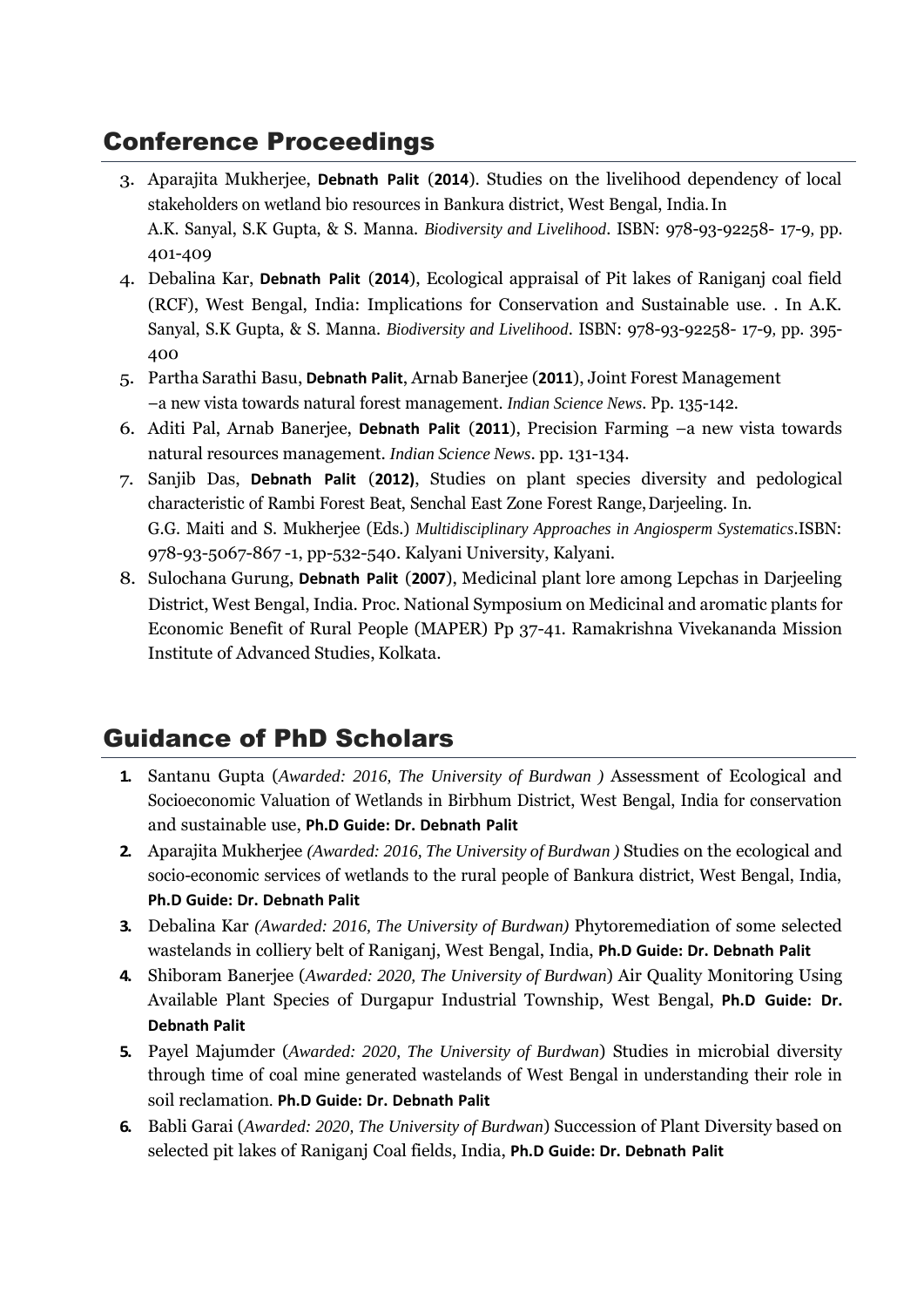## Conference Proceedings

3. Aparajita Mukherjee, **Debnath Palit** (**2014**). Studies on the livelihood dependency of local stakeholders on wetland bio resources in Bankura district, West Bengal, India. In A.K. Sanyal, S.K Gupta, & S. Manna. *Biodiversity and Livelihood*. ISBN: 978-93-92258- 17-9, pp. 401-409
4. Debalina Kar, **Debnath Palit** (**2014**), Ecological appraisal of Pit lakes of Raniganj coal field (RCF), West Bengal, India: Implications for Conservation and Sustainable use. . In A.K. Sanyal, S.K Gupta, & S. Manna. *Biodiversity and Livelihood*. ISBN: 978-93-92258- 17-9, pp. 395-400
5. Partha Sarathi Basu, **Debnath Palit**, Arnab Banerjee (**2011**), Joint Forest Management –a new vista towards natural forest management. *Indian Science News*. Pp. 135-142.
6. Aditi Pal, Arnab Banerjee, **Debnath Palit** (**2011**), Precision Farming –a new vista towards natural resources management. *Indian Science News*. pp. 131-134.
7. Sanjib Das, **Debnath Palit** (**2012)**, Studies on plant species diversity and pedological characteristic of Rambi Forest Beat, Senchal East Zone Forest Range, Darjeeling. In. G.G. Maiti and S. Mukherjee (Eds.) *Multidisciplinary Approaches in Angiosperm Systematics*.ISBN: 978-93-5067-867 -1, pp-532-540. Kalyani University, Kalyani.
8. Sulochana Gurung, **Debnath Palit** (**2007**), Medicinal plant lore among Lepchas in Darjeeling District, West Bengal, India. Proc. National Symposium on Medicinal and aromatic plants for Economic Benefit of Rural People (MAPER) Pp 37-41. Ramakrishna Vivekananda Mission Institute of Advanced Studies, Kolkata.

## Guidance of PhD Scholars

1. Santanu Gupta (*Awarded: 2016, The University of Burdwan )* Assessment of Ecological and Socioeconomic Valuation of Wetlands in Birbhum District, West Bengal, India for conservation and sustainable use, **Ph.D Guide: Dr. Debnath Palit**
2. Aparajita Mukherjee *(Awarded: 2016, The University of Burdwan )* Studies on the ecological and socio-economic services of wetlands to the rural people of Bankura district, West Bengal, India, **Ph.D Guide: Dr. Debnath Palit**
3. Debalina Kar *(Awarded: 2016, The University of Burdwan)* Phytoremediation of some selected wastelands in colliery belt of Raniganj, West Bengal, India, **Ph.D Guide: Dr. Debnath Palit**
4. Shiboram Banerjee (*Awarded: 2020, The University of Burdwan*) Air Quality Monitoring Using Available Plant Species of Durgapur Industrial Township, West Bengal, **Ph.D Guide: Dr. Debnath Palit**
5. Payel Majumder (*Awarded: 2020, The University of Burdwan*) Studies in microbial diversity through time of coal mine generated wastelands of West Bengal in understanding their role in soil reclamation. **Ph.D Guide: Dr. Debnath Palit**
6. Babli Garai (*Awarded: 2020, The University of Burdwan*) Succession of Plant Diversity based on selected pit lakes of Raniganj Coal fields, India, **Ph.D Guide: Dr. Debnath Palit**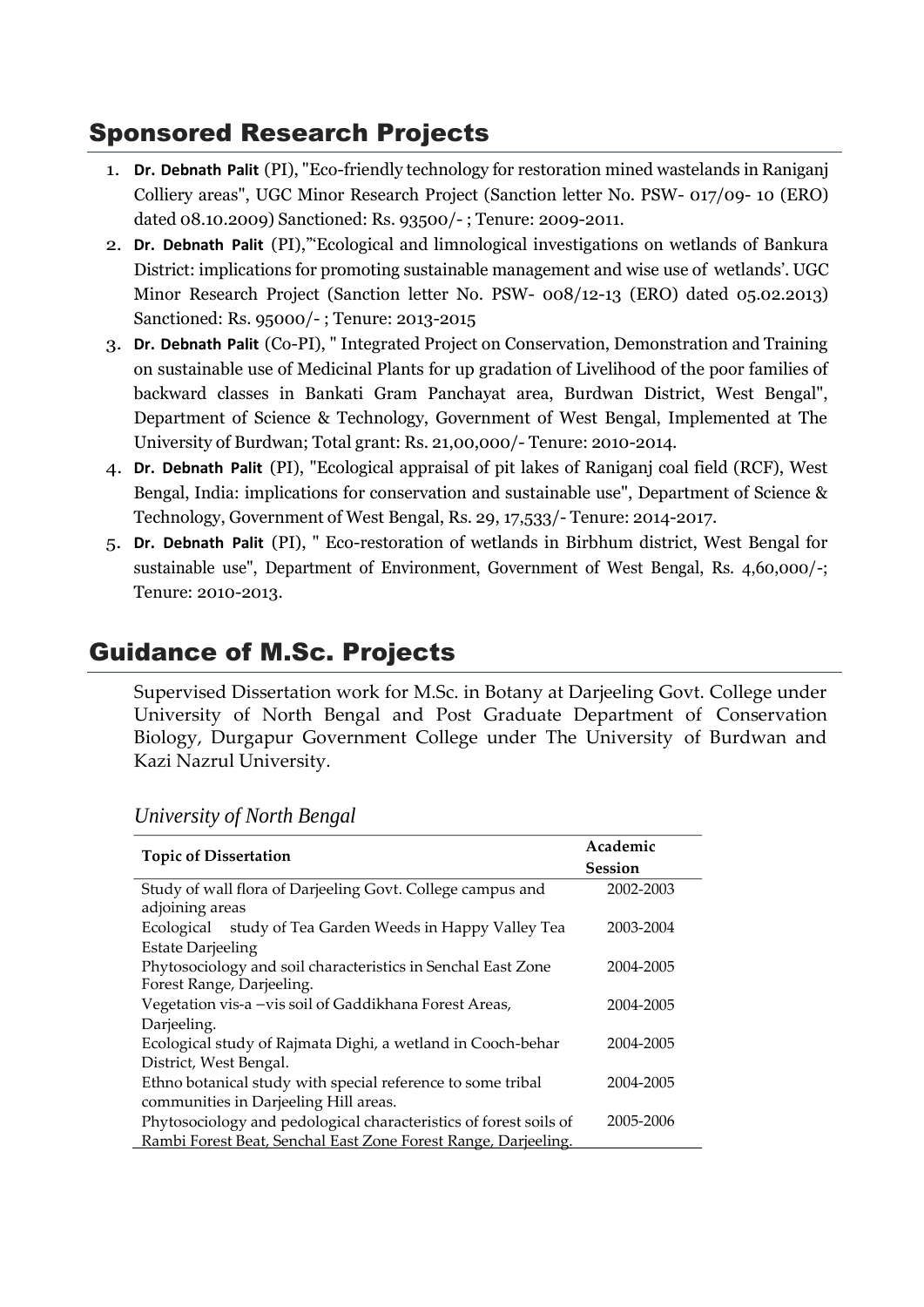## Sponsored Research Projects

1. **Dr. Debnath Palit** (PI), "Eco-friendly technology for restoration mined wastelands in Raniganj Colliery areas", UGC Minor Research Project (Sanction letter No. PSW- 017/09- 10 (ERO) dated 08.10.2009) Sanctioned: Rs. 93500/- ; Tenure: 2009-2011.
2. **Dr. Debnath Palit** (PI),"'Ecological and limnological investigations on wetlands of Bankura District: implications for promoting sustainable management and wise use of wetlands'. UGC Minor Research Project (Sanction letter No. PSW- 008/12-13 (ERO) dated 05.02.2013) Sanctioned: Rs. 95000/- ; Tenure: 2013-2015
3. **Dr. Debnath Palit** (Co-PI), " Integrated Project on Conservation, Demonstration and Training on sustainable use of Medicinal Plants for up gradation of Livelihood of the poor families of backward classes in Bankati Gram Panchayat area, Burdwan District, West Bengal", Department of Science & Technology, Government of West Bengal, Implemented at The University of Burdwan; Total grant: Rs. 21,00,000/- Tenure: 2010-2014.
4. **Dr. Debnath Palit** (PI), "Ecological appraisal of pit lakes of Raniganj coal field (RCF), West Bengal, India: implications for conservation and sustainable use", Department of Science & Technology, Government of West Bengal, Rs. 29, 17,533/- Tenure: 2014-2017.
5. **Dr. Debnath Palit** (PI), " Eco-restoration of wetlands in Birbhum district, West Bengal for sustainable use", Department of Environment, Government of West Bengal, Rs. 4,60,000/-; Tenure: 2010-2013.

## Guidance of M.Sc. Projects

Supervised Dissertation work for M.Sc. in Botany at Darjeeling Govt. College under University of North Bengal and Post Graduate Department of Conservation Biology, Durgapur Government College under The University of Burdwan and Kazi Nazrul University.

*University of North Bengal*

| Topic of Dissertation | Academic Session |
|---|---|
| Study of wall flora of Darjeeling Govt. College campus and adjoining areas | 2002-2003 |
| Ecological study of Tea Garden Weeds in Happy Valley Tea Estate Darjeeling | 2003-2004 |
| Phytosociology and soil characteristics in Senchal East Zone Forest Range, Darjeeling. | 2004-2005 |
| Vegetation vis-a –vis soil of Gaddikhana Forest Areas, Darjeeling. | 2004-2005 |
| Ecological study of Rajmata Dighi, a wetland in Cooch-behar District, West Bengal. | 2004-2005 |
| Ethno botanical study with special reference to some tribal communities in Darjeeling Hill areas. | 2004-2005 |
| Phytosociology and pedological characteristics of forest soils of Rambi Forest Beat, Senchal East Zone Forest Range, Darjeeling. | 2005-2006 |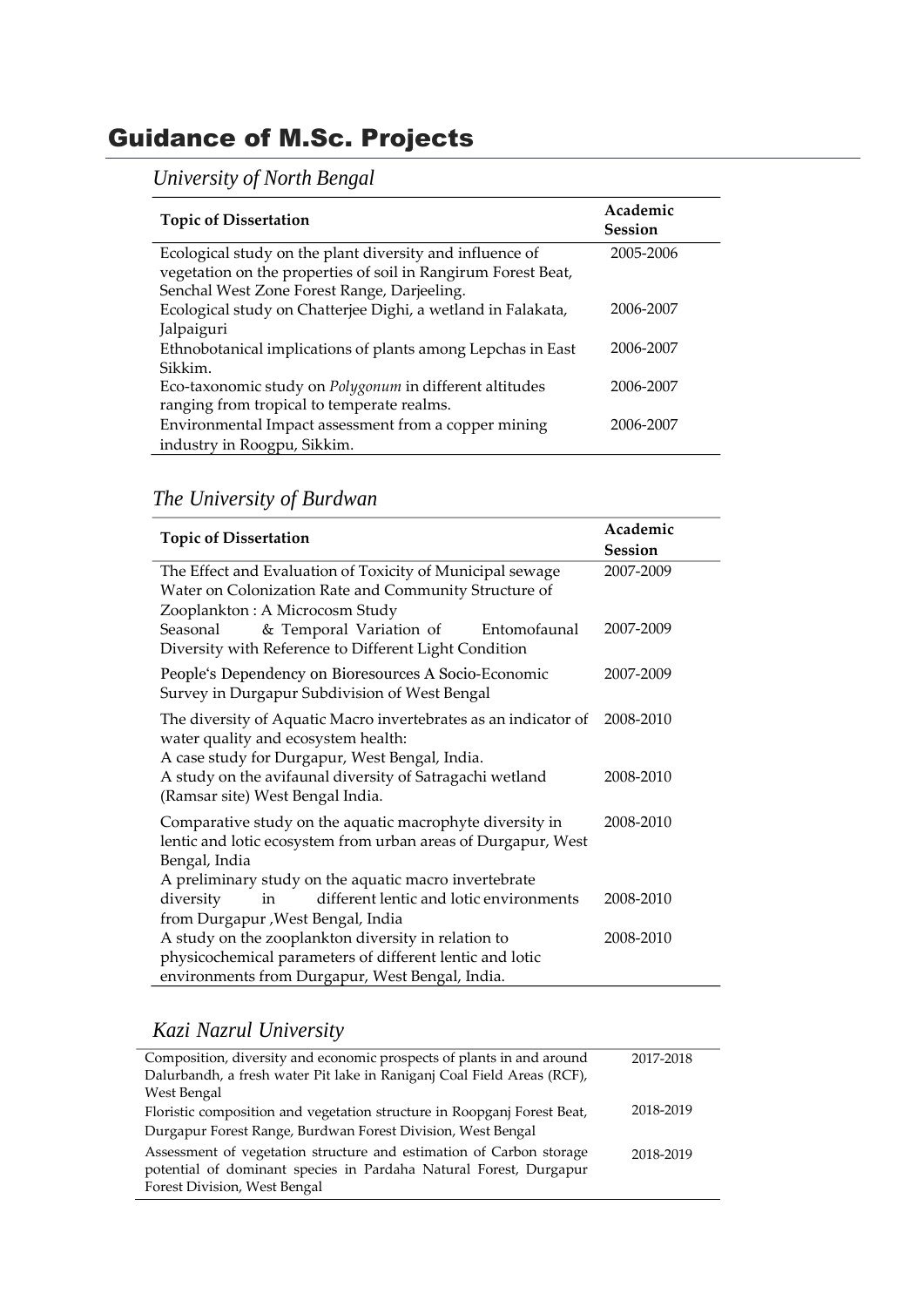# Guidance of M.Sc. Projects

## *University of North Bengal*

| Topic of Dissertation | Academic Session |
|---|---|
| Ecological study on the plant diversity and influence of vegetation on the properties of soil in Rangirum Forest Beat, Senchal West Zone Forest Range, Darjeeling. | 2005-2006 |
| Ecological study on Chatterjee Dighi, a wetland in Falakata, Jalpaiguri | 2006-2007 |
| Ethnobotanical implications of plants among Lepchas in East Sikkim. | 2006-2007 |
| Eco-taxonomic study on *Polygonum* in different altitudes ranging from tropical to temperate realms. | 2006-2007 |
| Environmental Impact assessment from a copper mining industry in Roogpu, Sikkim. | 2006-2007 |

## *The University of Burdwan*

| Topic of Dissertation | Academic Session |
|---|---|
| The Effect and Evaluation of Toxicity of Municipal sewage Water on Colonization Rate and Community Structure of Zooplankton : A Microcosm Study | 2007-2009 |
| Seasonal & Temporal Variation of Entomofaunal Diversity with Reference to Different Light Condition | 2007-2009 |
| People's Dependency on Bioresources A Socio-Economic Survey in Durgapur Subdivision of West Bengal | 2007-2009 |
| The diversity of Aquatic Macro invertebrates as an indicator of water quality and ecosystem health: A case study for Durgapur, West Bengal, India. | 2008-2010 |
| A study on the avifaunal diversity of Satragachi wetland (Ramsar site) West Bengal India. | 2008-2010 |
| Comparative study on the aquatic macrophyte diversity in lentic and lotic ecosystem from urban areas of Durgapur, West Bengal, India | 2008-2010 |
| A preliminary study on the aquatic macro invertebrate diversity in different lentic and lotic environments from Durgapur ,West Bengal, India | 2008-2010 |
| A study on the zooplankton diversity in relation to physicochemical parameters of different lentic and lotic environments from Durgapur, West Bengal, India. | 2008-2010 |

## *Kazi Nazrul University*

| Topic of Dissertation | Academic Session |
|---|---|
| Composition, diversity and economic prospects of plants in and around Dalurbandh, a fresh water Pit lake in Raniganj Coal Field Areas (RCF), West Bengal | 2017-2018 |
| Floristic composition and vegetation structure in Roopganj Forest Beat, Durgapur Forest Range, Burdwan Forest Division, West Bengal | 2018-2019 |
| Assessment of vegetation structure and estimation of Carbon storage potential of dominant species in Pardaha Natural Forest, Durgapur Forest Division, West Bengal | 2018-2019 |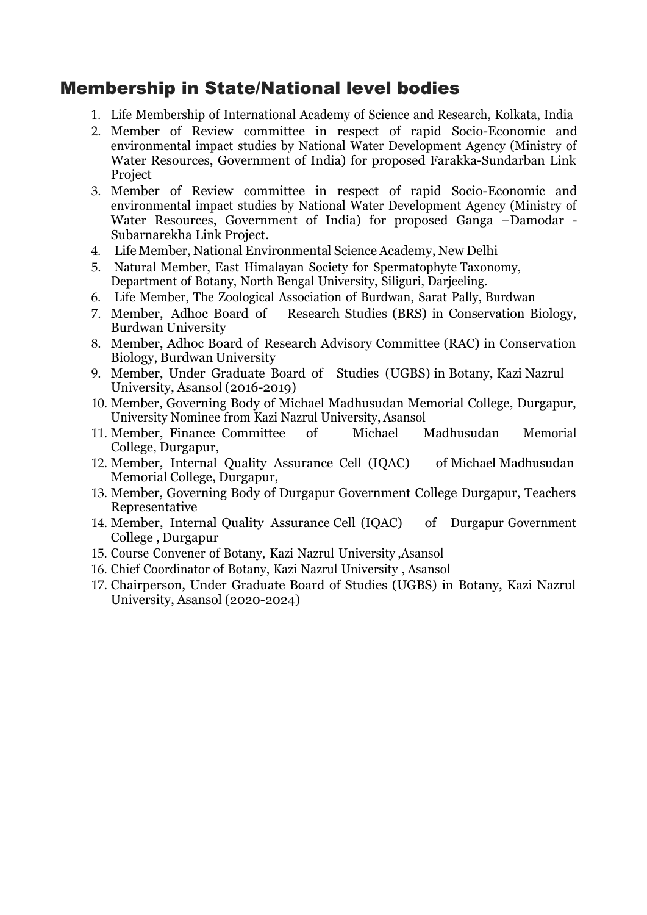## Membership in State/National level bodies

1. Life Membership of International Academy of Science and Research, Kolkata, India
2. Member of Review committee in respect of rapid Socio-Economic and environmental impact studies by National Water Development Agency (Ministry of Water Resources, Government of India) for proposed Farakka-Sundarban Link Project
3. Member of Review committee in respect of rapid Socio-Economic and environmental impact studies by National Water Development Agency (Ministry of Water Resources, Government of India) for proposed Ganga –Damodar - Subarnarekha Link Project.
4. Life Member, National Environmental Science Academy, New Delhi
5. Natural Member, East Himalayan Society for Spermatophyte Taxonomy, Department of Botany, North Bengal University, Siliguri, Darjeeling.
6. Life Member, The Zoological Association of Burdwan, Sarat Pally, Burdwan
7. Member, Adhoc Board of Research Studies (BRS) in Conservation Biology, Burdwan University
8. Member, Adhoc Board of Research Advisory Committee (RAC) in Conservation Biology, Burdwan University
9. Member, Under Graduate Board of Studies (UGBS) in Botany, Kazi Nazrul University, Asansol (2016-2019)
10. Member, Governing Body of Michael Madhusudan Memorial College, Durgapur, University Nominee from Kazi Nazrul University, Asansol
11. Member, Finance Committee of Michael Madhusudan Memorial College, Durgapur,
12. Member, Internal Quality Assurance Cell (IQAC) of Michael Madhusudan Memorial College, Durgapur,
13. Member, Governing Body of Durgapur Government College Durgapur, Teachers Representative
14. Member, Internal Quality Assurance Cell (IQAC) of Durgapur Government College , Durgapur
15. Course Convener of Botany, Kazi Nazrul University ,Asansol
16. Chief Coordinator of Botany, Kazi Nazrul University , Asansol
17. Chairperson, Under Graduate Board of Studies (UGBS) in Botany, Kazi Nazrul University, Asansol (2020-2024)